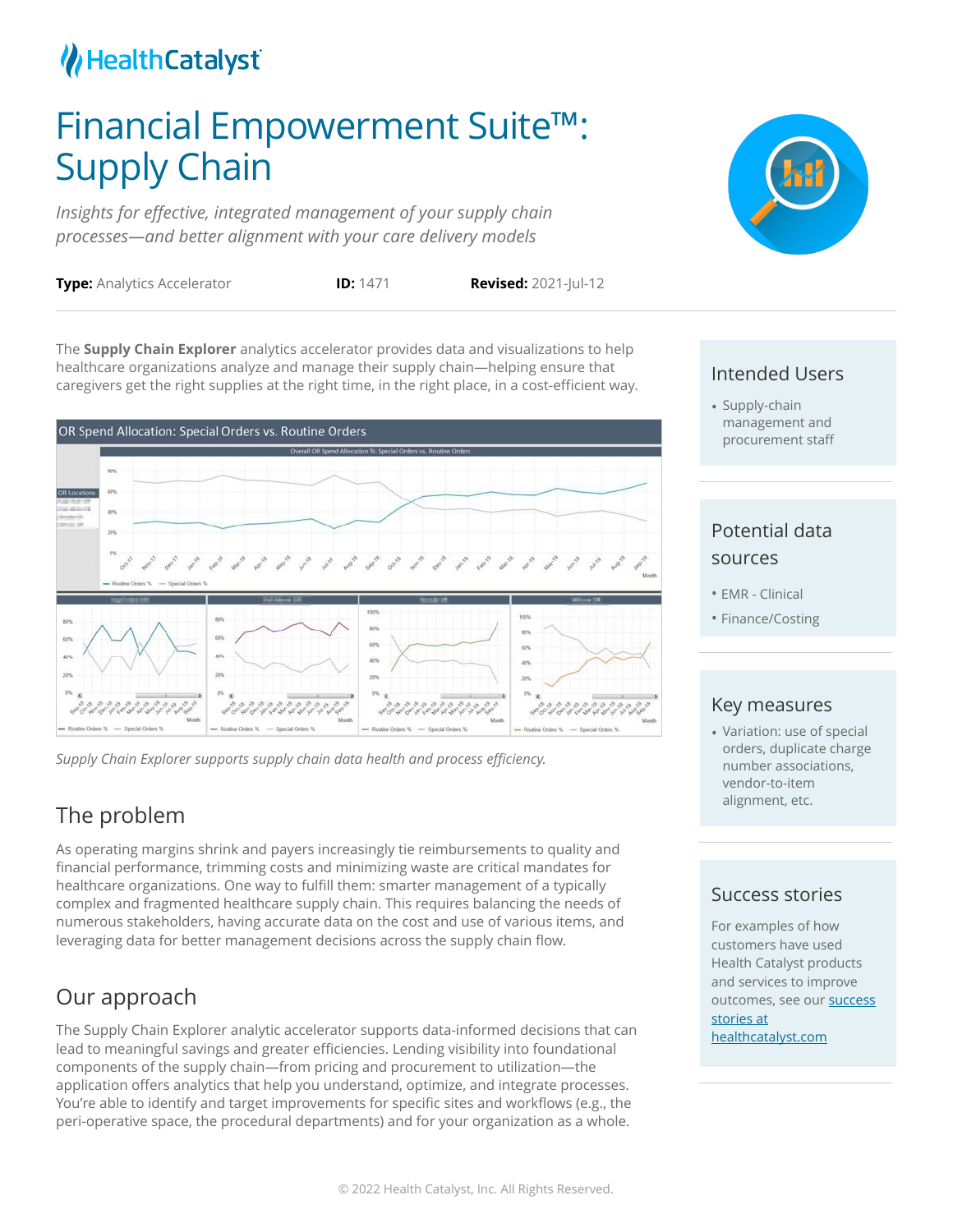# Financial Empowerment Suite™: Supply Chain

*Insights for effective, integrated management of your supply chain processes—and better alignment with your care delivery models*

**Type:** Analytics Accelerator **ID:** 1471 **Revised:** 2021-Jul-12

The **Supply Chain Explorer** analytics accelerator provides data and visualizations to help healthcare organizations analyze and manage their supply chain—helping ensure that caregivers get the right supplies at the right time, in the right place, in a cost-efficient way.

*Supply Chain Explorer supports supply chain data health and process efficiency.*

## The problem

As operating margins shrink and payers increasingly tie reimbursements to quality and financial performance, trimming costs and minimizing waste are critical mandates for healthcare organizations. One way to fulfill them: smarter management of a typically complex and fragmented healthcare supply chain. This requires balancing the needs of numerous stakeholders, having accurate data on the cost and use of various items, and leveraging data for better management decisions across the supply chain flow.

## Our approach

The Supply Chain Explorer analytic accelerator supports data-informed decisions that can lead to meaningful savings and greater efficiencies. Lending visibility into foundational components of the supply chain—from pricing and procurement to utilization—the application offers analytics that help you understand, optimize, and integrate processes. You're able to identify and target improvements for specific sites and workflows (e.g., the peri-operative space, the procedural departments) and for your organization as a whole.

### Intended Users

- Supply-chain management and procurement staff

### Potential data sources

- EMR - Clinical
- Finance/Costing

### Key measures

- Variation: use of special orders, duplicate charge number associations, vendor-to-item alignment, etc.

### Success stories

For examples of how customers have used Health Catalyst products and services to improve outcomes, see our [success stories at healthcatalyst.com](https://www.healthcatalyst.com)

© 2022 Health Catalyst, Inc. All Rights Reserved.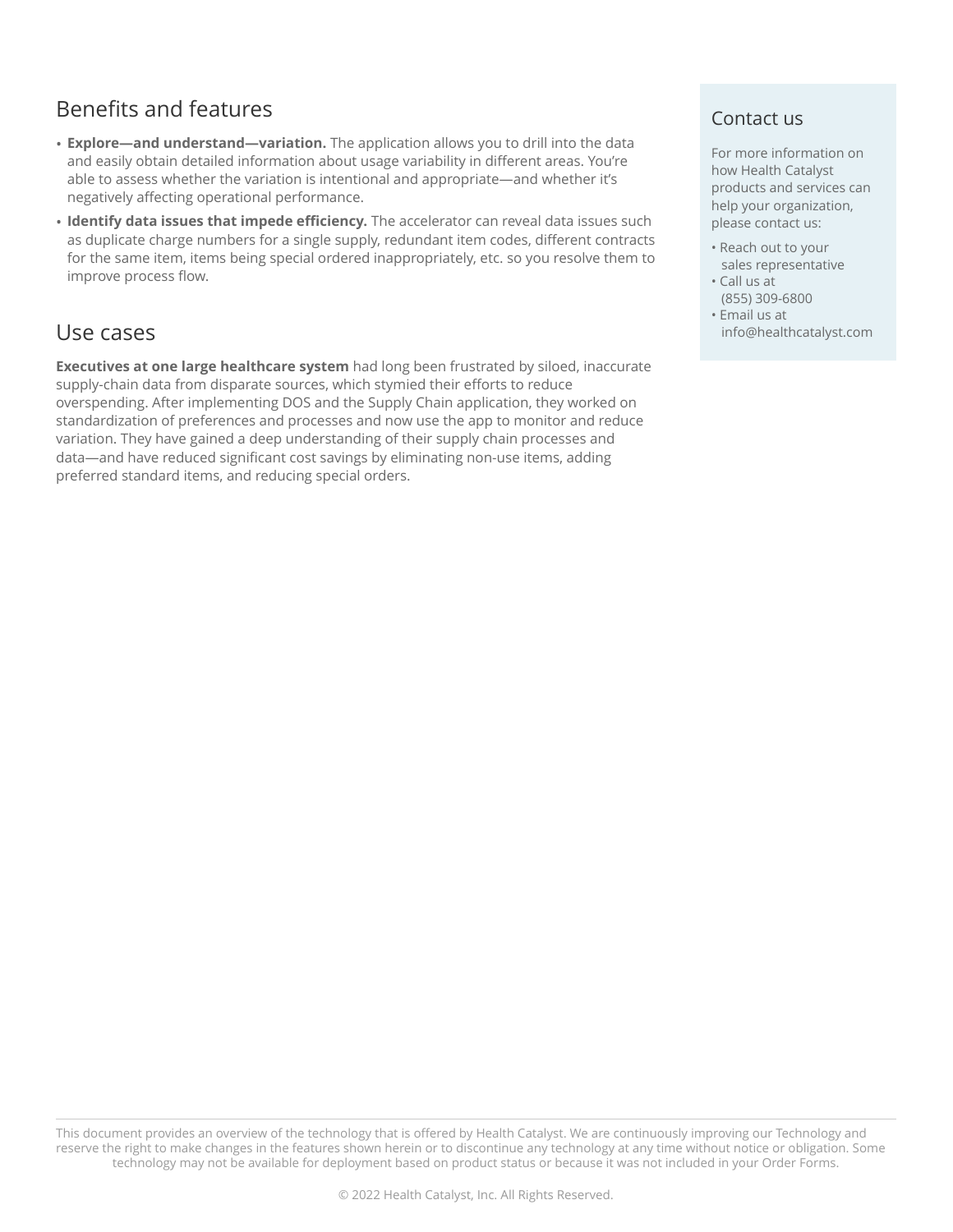## Benefits and features

- **Explore—and understand—variation.** The application allows you to drill into the data and easily obtain detailed information about usage variability in different areas. You're able to assess whether the variation is intentional and appropriate—and whether it's negatively affecting operational performance.
- **Identify data issues that impede efficiency.** The accelerator can reveal data issues such as duplicate charge numbers for a single supply, redundant item codes, different contracts for the same item, items being special ordered inappropriately, etc. so you resolve them to improve process flow.

## Use cases

**Executives at one large healthcare system** had long been frustrated by siloed, inaccurate supply-chain data from disparate sources, which stymied their efforts to reduce overspending. After implementing DOS and the Supply Chain application, they worked on standardization of preferences and processes and now use the app to monitor and reduce variation. They have gained a deep understanding of their supply chain processes and data—and have reduced significant cost savings by eliminating non-use items, adding preferred standard items, and reducing special orders.

## Contact us

For more information on how Health Catalyst products and services can help your organization, please contact us:

- Reach out to your sales representative
- Call us at (855) 309-6800
- Email us at info@healthcatalyst.com

This document provides an overview of the technology that is offered by Health Catalyst. We are continuously improving our Technology and reserve the right to make changes in the features shown herein or to discontinue any technology at any time without notice or obligation. Some technology may not be available for deployment based on product status or because it was not included in your Order Forms.

© 2022 Health Catalyst, Inc. All Rights Reserved.